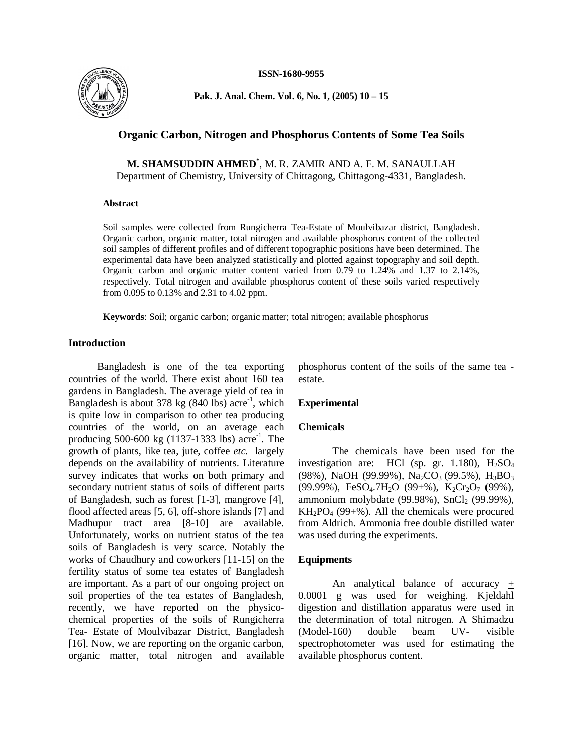ISSN-1680-9955

# Organic Carbon, Nitrogen and Phosphorus Contents of Some Tea Soils

**M. SHAMSUDDIN AHMED***, M. R. ZAMIR AND A. F. M. SANAULLAH
Department of Chemistry, University of Chittagong, Chittagong-4331, Bangladesh.

### Abstract

Soil samples were collected from Rungicherra Tea-Estate of Moulvibazar district, Bangladesh. Organic carbon, organic matter, total nitrogen and available phosphorus content of the collected soil samples of different profiles and of different topographic positions have been determined. The experimental data have been analyzed statistically and plotted against topography and soil depth. Organic carbon and organic matter content varied from 0.79 to 1.24% and 1.37 to 2.14%, respectively. Total nitrogen and available phosphorus content of these soils varied respectively from 0.095 to 0.13% and 2.31 to 4.02 ppm.

**Keywords**: Soil; organic carbon; organic matter; total nitrogen; available phosphorus

## Introduction

Bangladesh is one of the tea exporting countries of the world. There exist about 160 tea gardens in Bangladesh. The average yield of tea in Bangladesh is about 378 kg (840 lbs) $acre^{-1}$, which is quite low in comparison to other tea producing countries of the world, on an average each producing 500-600 kg (1137-1333 lbs) $acre^{-1}$. The growth of plants, like tea, jute, coffee *etc.* largely depends on the availability of nutrients. Literature survey indicates that works on both primary and secondary nutrient status of soils of different parts of Bangladesh, such as forest [1-3], mangrove [4], flood affected areas [5, 6], off-shore islands [7] and Madhupur tract area [8-10] are available. Unfortunately, works on nutrient status of the tea soils of Bangladesh is very scarce. Notably the works of Chaudhury and coworkers [11-15] on the fertility status of some tea estates of Bangladesh are important. As a part of our ongoing project on soil properties of the tea estates of Bangladesh, recently, we have reported on the physico-chemical properties of the soils of Rungicherra Tea- Estate of Moulvibazar District, Bangladesh [16]. Now, we are reporting on the organic carbon, organic matter, total nitrogen and available phosphorus content of the soils of the same tea - estate.

## Experimental

### Chemicals

The chemicals have been used for the investigation are: HCl (sp. gr. 1.180), $H_2SO_4$ (98%), NaOH (99.99%), $Na_2CO_3$ (99.5%), $H_3BO_3$ (99.99%), $FeSO_4.7H_2O$ (99+%), $K_2Cr_2O_7$ (99%), ammonium molybdate (99.98%), $SnCl_2$ (99.99%), $KH_2PO_4$ (99+%). All the chemicals were procured from Aldrich. Ammonia free double distilled water was used during the experiments.

### Equipments

An analytical balance of accuracy $\pm$ 0.0001 g was used for weighing. Kjeldahl digestion and distillation apparatus were used in the determination of total nitrogen. A Shimadzu (Model-160) double beam UV- visible spectrophotometer was used for estimating the available phosphorus content.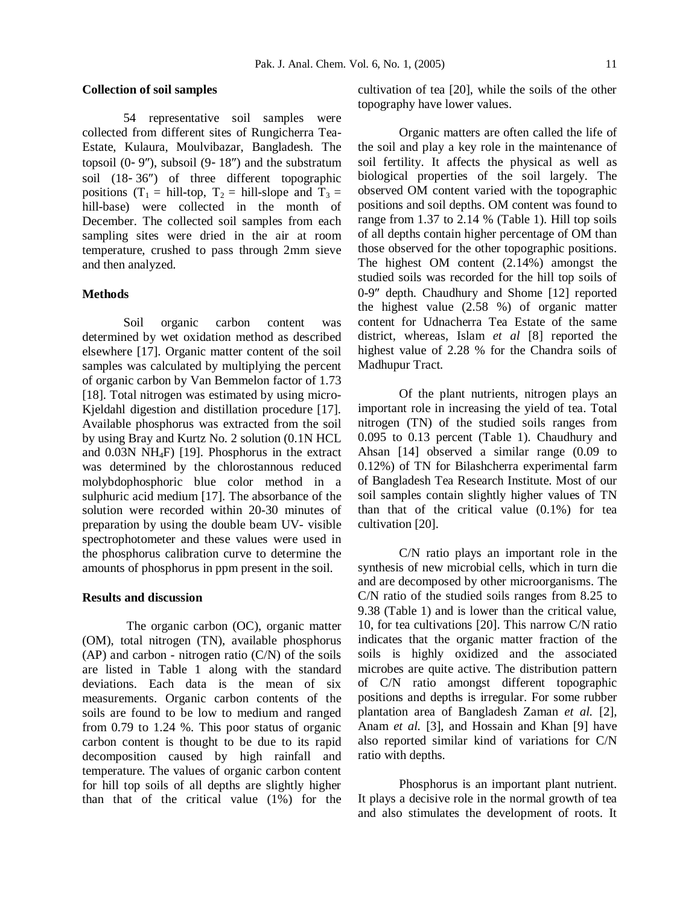### Collection of soil samples

54 representative soil samples were collected from different sites of Rungicherra Tea-Estate, Kulaura, Moulvibazar, Bangladesh. The topsoil (0- 9″), subsoil (9- 18″) and the substratum soil (18- 36″) of three different topographic positions ($T_1$ = hill-top, $T_2$ = hill-slope and $T_3$ = hill-base) were collected in the month of December. The collected soil samples from each sampling sites were dried in the air at room temperature, crushed to pass through 2mm sieve and then analyzed.

### Methods

Soil organic carbon content was determined by wet oxidation method as described elsewhere [17]. Organic matter content of the soil samples was calculated by multiplying the percent of organic carbon by Van Bemmelon factor of 1.73 [18]. Total nitrogen was estimated by using micro-Kjeldahl digestion and distillation procedure [17]. Available phosphorus was extracted from the soil by using Bray and Kurtz No. 2 solution (0.1N HCL and 0.03N $NH_4F$) [19]. Phosphorus in the extract was determined by the chlorostannous reduced molybdophosphoric blue color method in a sulphuric acid medium [17]. The absorbance of the solution were recorded within 20-30 minutes of preparation by using the double beam UV- visible spectrophotometer and these values were used in the phosphorus calibration curve to determine the amounts of phosphorus in ppm present in the soil.

### Results and discussion

The organic carbon (OC), organic matter (OM), total nitrogen (TN), available phosphorus (AP) and carbon - nitrogen ratio (C/N) of the soils are listed in Table 1 along with the standard deviations. Each data is the mean of six measurements. Organic carbon contents of the soils are found to be low to medium and ranged from 0.79 to 1.24 %. This poor status of organic carbon content is thought to be due to its rapid decomposition caused by high rainfall and temperature. The values of organic carbon content for hill top soils of all depths are slightly higher than that of the critical value (1%) for the cultivation of tea [20], while the soils of the other topography have lower values.

Organic matters are often called the life of the soil and play a key role in the maintenance of soil fertility. It affects the physical as well as biological properties of the soil largely. The observed OM content varied with the topographic positions and soil depths. OM content was found to range from 1.37 to 2.14 % (Table 1). Hill top soils of all depths contain higher percentage of OM than those observed for the other topographic positions. The highest OM content (2.14%) amongst the studied soils was recorded for the hill top soils of 0-9″ depth. Chaudhury and Shome [12] reported the highest value (2.58 %) of organic matter content for Udnacherra Tea Estate of the same district, whereas, Islam *et al* [8] reported the highest value of 2.28 % for the Chandra soils of Madhupur Tract.

Of the plant nutrients, nitrogen plays an important role in increasing the yield of tea. Total nitrogen (TN) of the studied soils ranges from 0.095 to 0.13 percent (Table 1). Chaudhury and Ahsan [14] observed a similar range (0.09 to 0.12%) of TN for Bilashcherra experimental farm of Bangladesh Tea Research Institute. Most of our soil samples contain slightly higher values of TN than that of the critical value (0.1%) for tea cultivation [20].

C/N ratio plays an important role in the synthesis of new microbial cells, which in turn die and are decomposed by other microorganisms. The C/N ratio of the studied soils ranges from 8.25 to 9.38 (Table 1) and is lower than the critical value, 10, for tea cultivations [20]. This narrow C/N ratio indicates that the organic matter fraction of the soils is highly oxidized and the associated microbes are quite active. The distribution pattern of C/N ratio amongst different topographic positions and depths is irregular. For some rubber plantation area of Bangladesh Zaman *et al.* [2], Anam *et al.* [3], and Hossain and Khan [9] have also reported similar kind of variations for C/N ratio with depths.

Phosphorus is an important plant nutrient. It plays a decisive role in the normal growth of tea and also stimulates the development of roots. It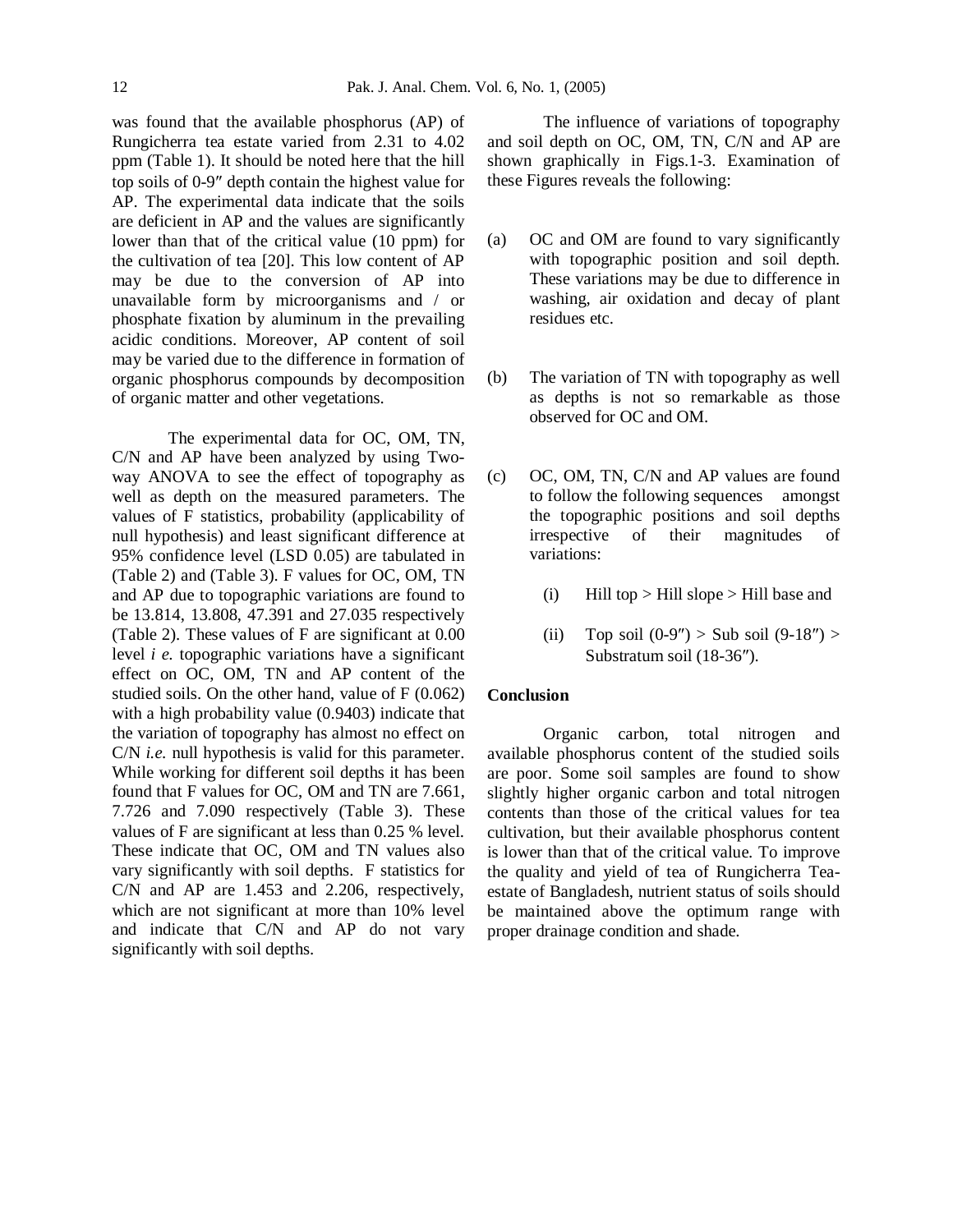was found that the available phosphorus (AP) of Rungicherra tea estate varied from 2.31 to 4.02 ppm (Table 1). It should be noted here that the hill top soils of 0-9″ depth contain the highest value for AP. The experimental data indicate that the soils are deficient in AP and the values are significantly lower than that of the critical value (10 ppm) for the cultivation of tea [20]. This low content of AP may be due to the conversion of AP into unavailable form by microorganisms and / or phosphate fixation by aluminum in the prevailing acidic conditions. Moreover, AP content of soil may be varied due to the difference in formation of organic phosphorus compounds by decomposition of organic matter and other vegetations.

The experimental data for OC, OM, TN, C/N and AP have been analyzed by using Two-way ANOVA to see the effect of topography as well as depth on the measured parameters. The values of F statistics, probability (applicability of null hypothesis) and least significant difference at 95% confidence level (LSD 0.05) are tabulated in (Table 2) and (Table 3). F values for OC, OM, TN and AP due to topographic variations are found to be 13.814, 13.808, 47.391 and 27.035 respectively (Table 2). These values of F are significant at 0.00 level *i e.* topographic variations have a significant effect on OC, OM, TN and AP content of the studied soils. On the other hand, value of F (0.062) with a high probability value (0.9403) indicate that the variation of topography has almost no effect on C/N *i.e.* null hypothesis is valid for this parameter. While working for different soil depths it has been found that F values for OC, OM and TN are 7.661, 7.726 and 7.090 respectively (Table 3). These values of F are significant at less than 0.25 % level. These indicate that OC, OM and TN values also vary significantly with soil depths. F statistics for C/N and AP are 1.453 and 2.206, respectively, which are not significant at more than 10% level and indicate that C/N and AP do not vary significantly with soil depths.

The influence of variations of topography and soil depth on OC, OM, TN, C/N and AP are shown graphically in Figs.1-3. Examination of these Figures reveals the following:

(a) OC and OM are found to vary significantly with topographic position and soil depth. These variations may be due to difference in washing, air oxidation and decay of plant residues etc.

(b) The variation of TN with topography as well as depths is not so remarkable as those observed for OC and OM.

(c) OC, OM, TN, C/N and AP values are found to follow the following sequences amongst the topographic positions and soil depths irrespective of their magnitudes of variations:

 (i) Hill top > Hill slope > Hill base and

 (ii) Top soil (0-9″) > Sub soil (9-18″) > Substratum soil (18-36″).

## Conclusion

Organic carbon, total nitrogen and available phosphorus content of the studied soils are poor. Some soil samples are found to show slightly higher organic carbon and total nitrogen contents than those of the critical values for tea cultivation, but their available phosphorus content is lower than that of the critical value. To improve the quality and yield of tea of Rungicherra Tea-estate of Bangladesh, nutrient status of soils should be maintained above the optimum range with proper drainage condition and shade.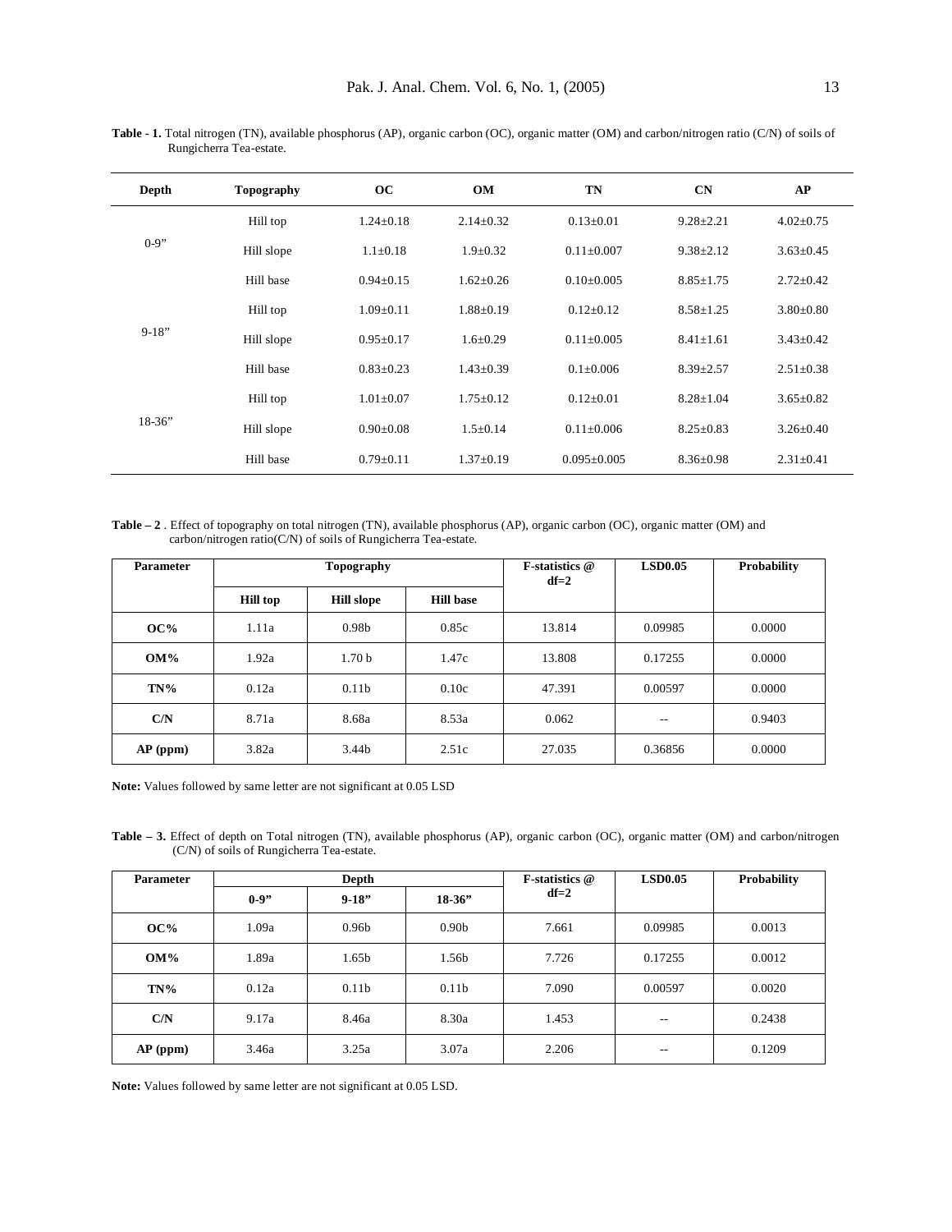**Table - 1.** Total nitrogen (TN), available phosphorus (AP), organic carbon (OC), organic matter (OM) and carbon/nitrogen ratio (C/N) of soils of Rungicherra Tea-estate.

| Depth | Topography | OC | OM | TN | CN | AP |
|---|---|---|---|---|---|---|
| 0-9" | Hill top | 1.24±0.18 | 2.14±0.32 | 0.13±0.01 | 9.28±2.21 | 4.02±0.75 |
| | Hill slope | 1.1±0.18 | 1.9±0.32 | 0.11±0.007 | 9.38±2.12 | 3.63±0.45 |
| | Hill base | 0.94±0.15 | 1.62±0.26 | 0.10±0.005 | 8.85±1.75 | 2.72±0.42 |
| 9-18" | Hill top | 1.09±0.11 | 1.88±0.19 | 0.12±0.12 | 8.58±1.25 | 3.80±0.80 |
| | Hill slope | 0.95±0.17 | 1.6±0.29 | 0.11±0.005 | 8.41±1.61 | 3.43±0.42 |
| | Hill base | 0.83±0.23 | 1.43±0.39 | 0.1±0.006 | 8.39±2.57 | 2.51±0.38 |
| 18-36" | Hill top | 1.01±0.07 | 1.75±0.12 | 0.12±0.01 | 8.28±1.04 | 3.65±0.82 |
| | Hill slope | 0.90±0.08 | 1.5±0.14 | 0.11±0.006 | 8.25±0.83 | 3.26±0.40 |
| | Hill base | 0.79±0.11 | 1.37±0.19 | 0.095±0.005 | 8.36±0.98 | 2.31±0.41 |

**Table – 2** . Effect of topography on total nitrogen (TN), available phosphorus (AP), organic carbon (OC), organic matter (OM) and carbon/nitrogen ratio(C/N) of soils of Rungicherra Tea-estate.

| Parameter | Topography | | | F-statistics @ df=2 | LSD0.05 | Probability |
|---|---|---|---|---|---|---|
| | Hill top | Hill slope | Hill base | | | |
| OC% | 1.11a | 0.98b | 0.85c | 13.814 | 0.09985 | 0.0000 |
| OM% | 1.92a | 1.70 b | 1.47c | 13.808 | 0.17255 | 0.0000 |
| TN% | 0.12a | 0.11b | 0.10c | 47.391 | 0.00597 | 0.0000 |
| C/N | 8.71a | 8.68a | 8.53a | 0.062 | -- | 0.9403 |
| AP (ppm) | 3.82a | 3.44b | 2.51c | 27.035 | 0.36856 | 0.0000 |

**Note:** Values followed by same letter are not significant at 0.05 LSD

**Table – 3.** Effect of depth on Total nitrogen (TN), available phosphorus (AP), organic carbon (OC), organic matter (OM) and carbon/nitrogen (C/N) of soils of Rungicherra Tea-estate.

| Parameter | Depth | | | F-statistics @ df=2 | LSD0.05 | Probability |
|---|---|---|---|---|---|---|
| | 0-9" | 9-18" | 18-36" | | | |
| OC% | 1.09a | 0.96b | 0.90b | 7.661 | 0.09985 | 0.0013 |
| OM% | 1.89a | 1.65b | 1.56b | 7.726 | 0.17255 | 0.0012 |
| TN% | 0.12a | 0.11b | 0.11b | 7.090 | 0.00597 | 0.0020 |
| C/N | 9.17a | 8.46a | 8.30a | 1.453 | -- | 0.2438 |
| AP (ppm) | 3.46a | 3.25a | 3.07a | 2.206 | -- | 0.1209 |

**Note:** Values followed by same letter are not significant at 0.05 LSD.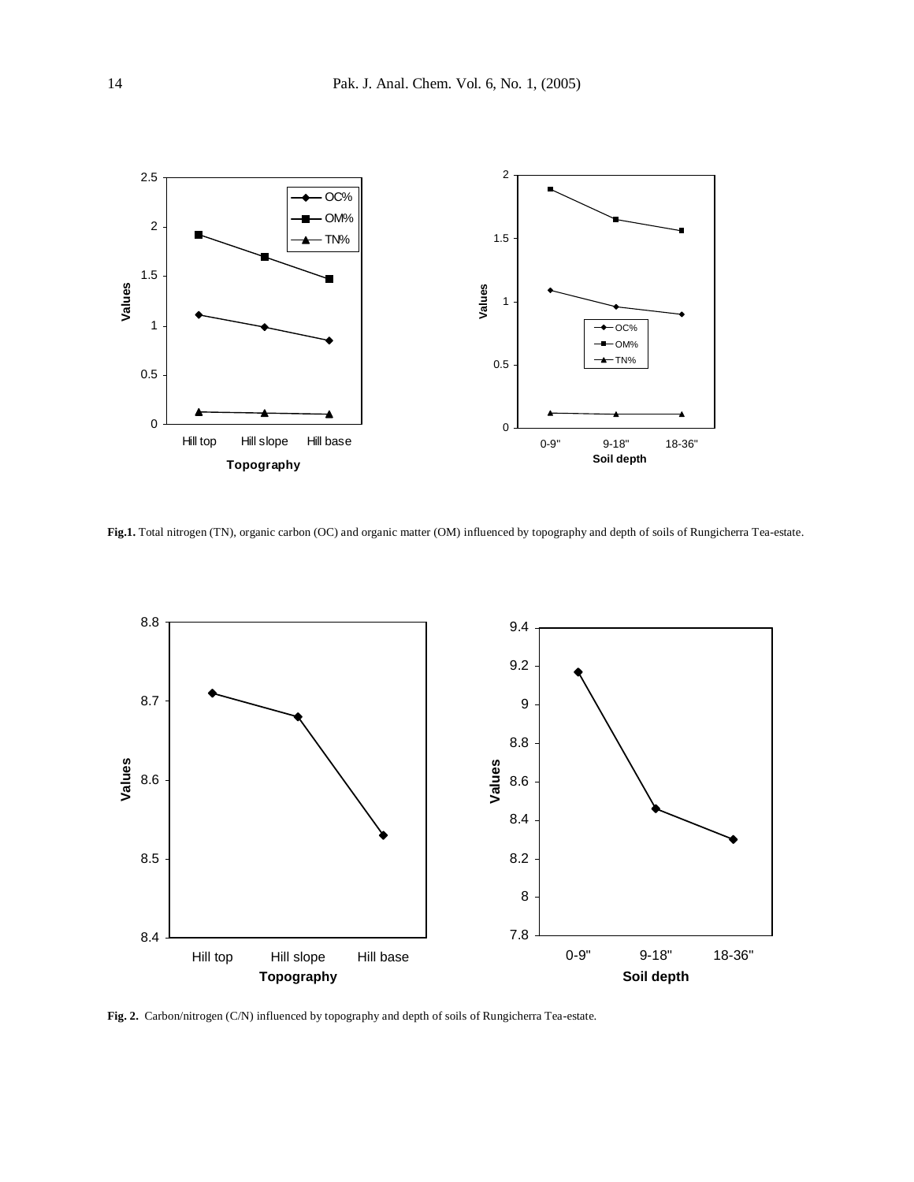**Fig.1.** Total nitrogen (TN), organic carbon (OC) and organic matter (OM) influenced by topography and depth of soils of Rungicherra Tea-estate.

**Fig. 2.** Carbon/nitrogen (C/N) influenced by topography and depth of soils of Rungicherra Tea-estate.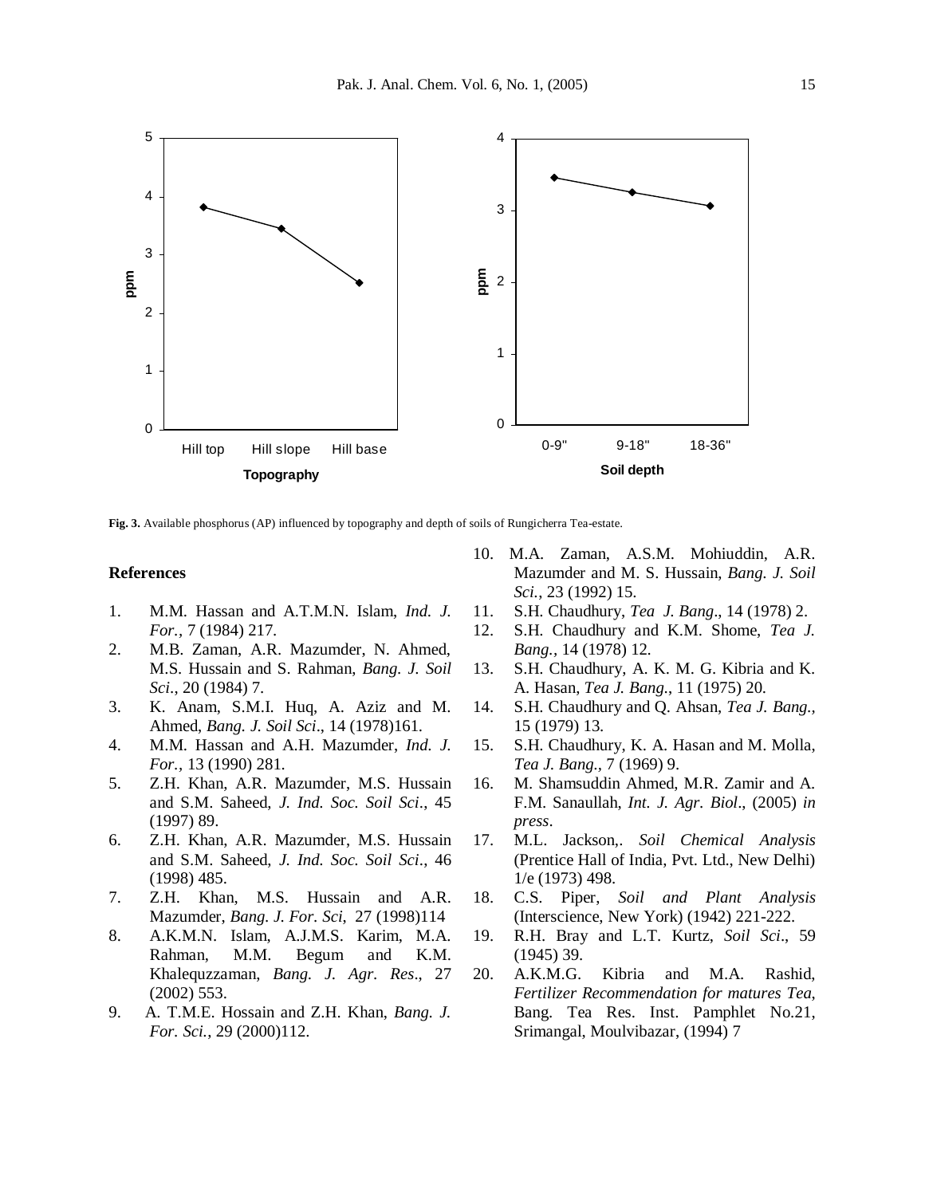5

4

3

ppm

2

1

0

Hill top Hill slope Hill base

Topography

4

3

ppm 2

1

0

0-9" 9-18" 18-36"

Soil depth

**Fig. 3.** Available phosphorus (AP) influenced by topography and depth of soils of Rungicherra Tea-estate.

## References

1. M.M. Hassan and A.T.M.N. Islam, *Ind. J. For.*, 7 (1984) 217.
2. M.B. Zaman, A.R. Mazumder, N. Ahmed, M.S. Hussain and S. Rahman, *Bang. J. Soil Sci*., 20 (1984) 7.
3. K. Anam, S.M.I. Huq, A. Aziz and M. Ahmed, *Bang. J. Soil Sci*., 14 (1978)161.
4. M.M. Hassan and A.H. Mazumder, *Ind. J. For.*, 13 (1990) 281.
5. Z.H. Khan, A.R. Mazumder, M.S. Hussain and S.M. Saheed, *J. Ind. Soc. Soil Sci*., 45 (1997) 89.
6. Z.H. Khan, A.R. Mazumder, M.S. Hussain and S.M. Saheed, *J. Ind. Soc. Soil Sci*., 46 (1998) 485.
7. Z.H. Khan, M.S. Hussain and A.R. Mazumder, *Bang. J. For. Sci*, 27 (1998)114
8. A.K.M.N. Islam, A.J.M.S. Karim, M.A. Rahman, M.M. Begum and K.M. Khalequzzaman, *Bang. J. Agr. Res*., 27 (2002) 553.
9. A. T.M.E. Hossain and Z.H. Khan, *Bang. J. For. Sci.*, 29 (2000)112.
10. M.A. Zaman, A.S.M. Mohiuddin, A.R. Mazumder and M. S. Hussain, *Bang. J. Soil Sci.*, 23 (1992) 15.
11. S.H. Chaudhury, *Tea J. Bang*., 14 (1978) 2.
12. S.H. Chaudhury and K.M. Shome, *Tea J. Bang.*, 14 (1978) 12.
13. S.H. Chaudhury, A. K. M. G. Kibria and K. A. Hasan, *Tea J. Bang.*, 11 (1975) 20.
14. S.H. Chaudhury and Q. Ahsan, *Tea J. Bang.*, 15 (1979) 13.
15. S.H. Chaudhury, K. A. Hasan and M. Molla, *Tea J. Bang.*, 7 (1969) 9.
16. M. Shamsuddin Ahmed, M.R. Zamir and A. F.M. Sanaullah, *Int. J. Agr. Biol*., (2005) *in press*.
17. M.L. Jackson,. *Soil Chemical Analysis* (Prentice Hall of India, Pvt. Ltd., New Delhi) 1/e (1973) 498.
18. C.S. Piper, *Soil and Plant Analysis* (Interscience, New York) (1942) 221-222.
19. R.H. Bray and L.T. Kurtz, *Soil Sci*., 59 (1945) 39.
20. A.K.M.G. Kibria and M.A. Rashid, *Fertilizer Recommendation for matures Tea*, Bang. Tea Res. Inst. Pamphlet No.21, Srimangal, Moulvibazar, (1994) 7